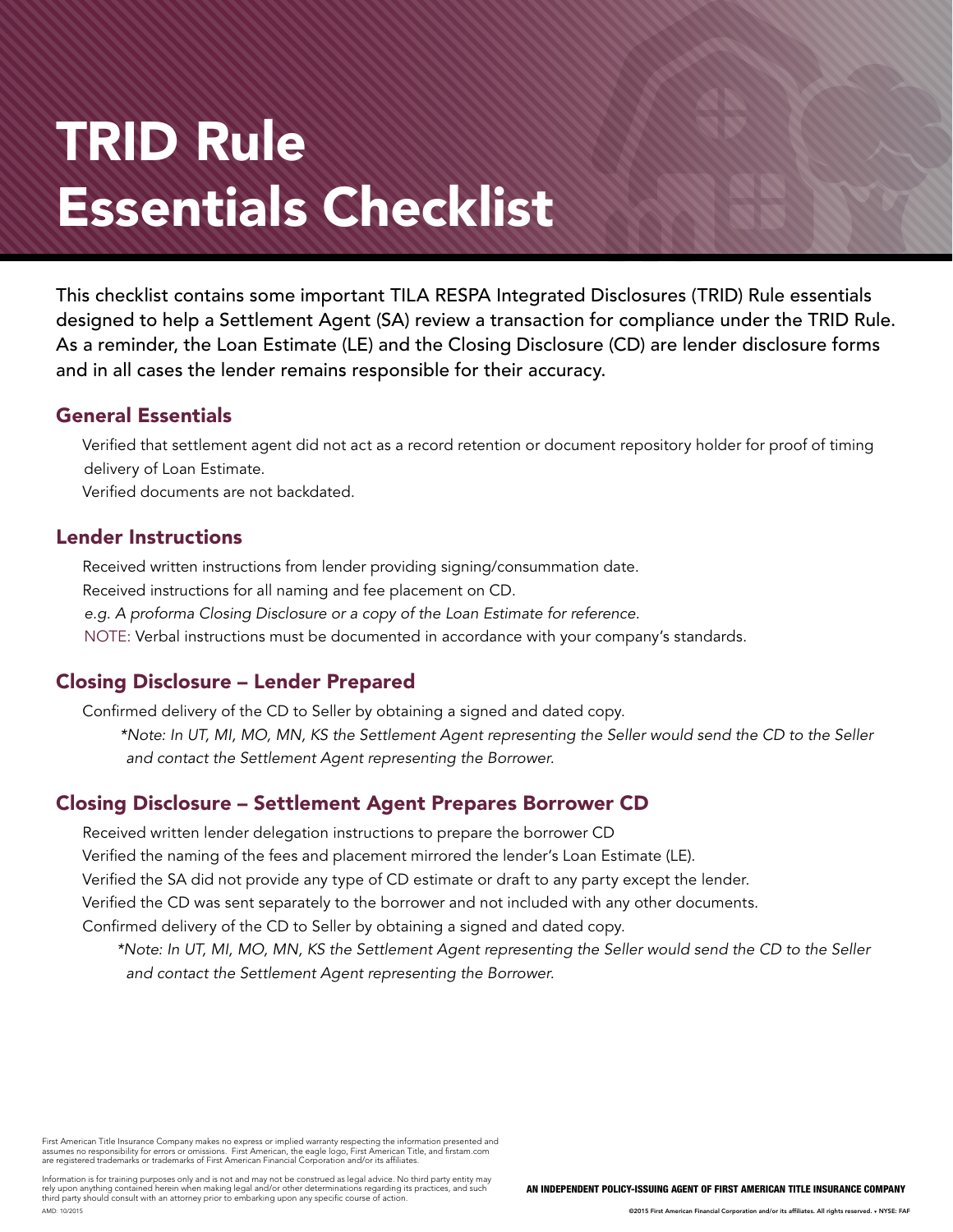# TRID Rule Essentials Checklist

This checklist contains some important TILA RESPA Integrated Disclosures (TRID) Rule essentials designed to help a Settlement Agent (SA) review a transaction for compliance under the TRID Rule. As a reminder, the Loan Estimate (LE) and the Closing Disclosure (CD) are lender disclosure forms and in all cases the lender remains responsible for their accuracy.

## General Essentials

- Verified that settlement agent did not act as a record retention or document repository holder for proof of timing delivery of Loan Estimate.
- Verified documents are not backdated.

## Lender Instructions

- Received written instructions from lender providing signing/consummation date.
- Received instructions for all naming and fee placement on CD.
  *e.g. A proforma Closing Disclosure or a copy of the Loan Estimate for reference.*

NOTE: Verbal instructions must be documented in accordance with your company's standards.

## Closing Disclosure – Lender Prepared

- Confirmed delivery of the CD to Seller by obtaining a signed and dated copy.
  *\*Note: In UT, MI, MO, MN, KS the Settlement Agent representing the Seller would send the CD to the Seller and contact the Settlement Agent representing the Borrower.*

## Closing Disclosure – Settlement Agent Prepares Borrower CD

- Received written lender delegation instructions to prepare the borrower CD
- Verified the naming of the fees and placement mirrored the lender's Loan Estimate (LE).
- Verified the SA did not provide any type of CD estimate or draft to any party except the lender.
- Verified the CD was sent separately to the borrower and not included with any other documents.
- Confirmed delivery of the CD to Seller by obtaining a signed and dated copy.
  *\*Note: In UT, MI, MO, MN, KS the Settlement Agent representing the Seller would send the CD to the Seller and contact the Settlement Agent representing the Borrower.*

First American Title Insurance Company makes no express or implied warranty respecting the information presented and assumes no responsibility for errors or omissions. First American, the eagle logo, First American Title, and firstam.com are registered trademarks or trademarks of First American Financial Corporation and/or its affiliates.

Information is for training purposes only and is not and may not be construed as legal advice. No third party entity may rely upon anything contained herein when making legal and/or other determinations regarding its practices, and such third party should consult with an attorney prior to embarking upon any specific course of action.

AMD: 10/2015

AN INDEPENDENT POLICY-ISSUING AGENT OF FIRST AMERICAN TITLE INSURANCE COMPANY

©2015 First American Financial Corporation and/or its affiliates. All rights reserved. • NYSE: FAF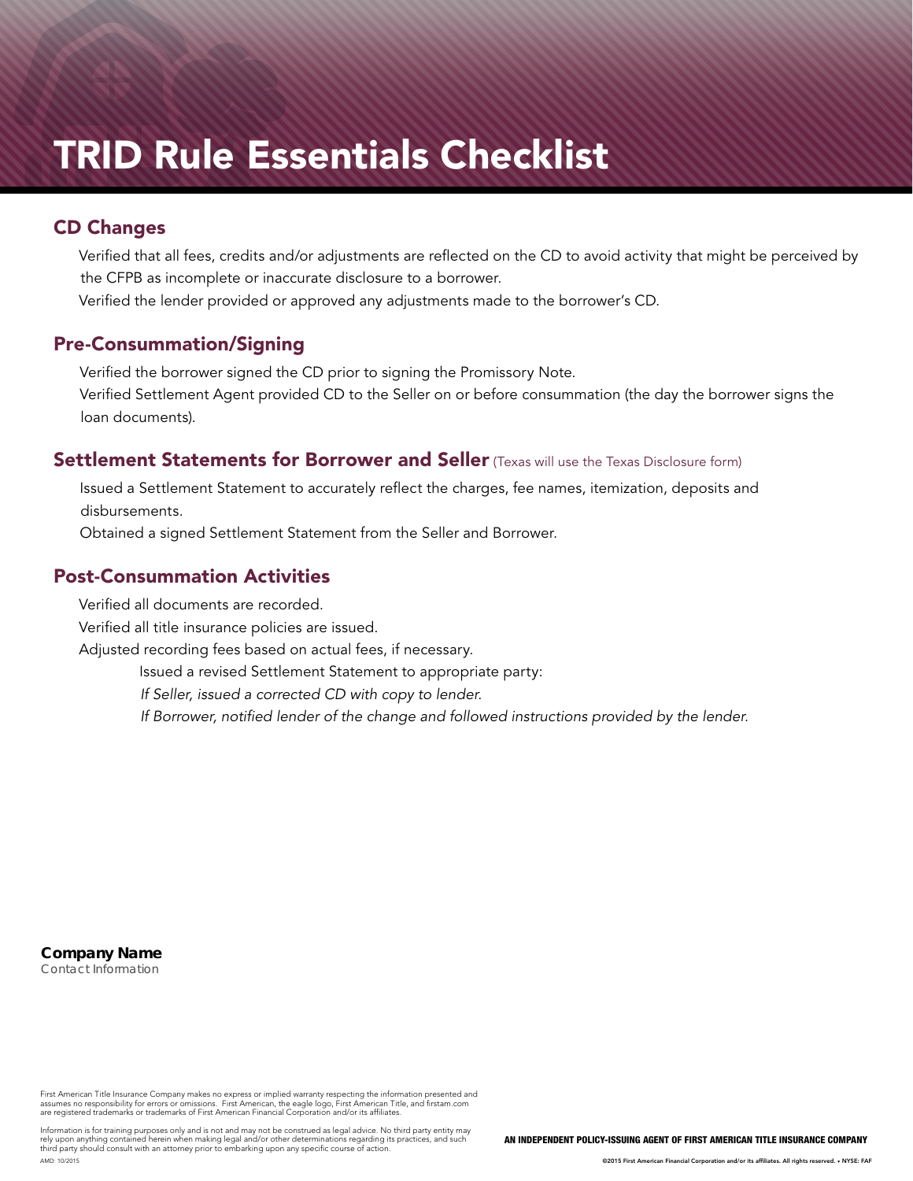# TRID Rule Essentials Checklist

## CD Changes

- Verified that all fees, credits and/or adjustments are reflected on the CD to avoid activity that might be perceived by the CFPB as incomplete or inaccurate disclosure to a borrower.
- Verified the lender provided or approved any adjustments made to the borrower's CD.

## Pre-Consummation/Signing

- Verified the borrower signed the CD prior to signing the Promissory Note.
- Verified Settlement Agent provided CD to the Seller on or before consummation (the day the borrower signs the loan documents).

## Settlement Statements for Borrower and Seller (Texas will use the Texas Disclosure form)

- Issued a Settlement Statement to accurately reflect the charges, fee names, itemization, deposits and disbursements.
- Obtained a signed Settlement Statement from the Seller and Borrower.

## Post-Consummation Activities

- Verified all documents are recorded.
- Verified all title insurance policies are issued.
- Adjusted recording fees based on actual fees, if necessary.
  - Issued a revised Settlement Statement to appropriate party:
    - *If Seller, issued a corrected CD with copy to lender.*
    - *If Borrower, notified lender of the change and followed instructions provided by the lender.*

**Company Name**
*Contact Information*

First American Title Insurance Company makes no express or implied warranty respecting the information presented and assumes no responsibility for errors or omissions. First American, the eagle logo, First American Title, and firstam.com are registered trademarks or trademarks of First American Financial Corporation and/or its affiliates.

Information is for training purposes only and is not and may not be construed as legal advice. No third party entity may rely upon anything contained herein when making legal and/or other determinations regarding its practices, and such third party should consult with an attorney prior to embarking upon any specific course of action.

AMD: 10/2015

AN INDEPENDENT POLICY-ISSUING AGENT OF FIRST AMERICAN TITLE INSURANCE COMPANY

©2015 First American Financial Corporation and/or its affiliates. All rights reserved. • NYSE: FAF